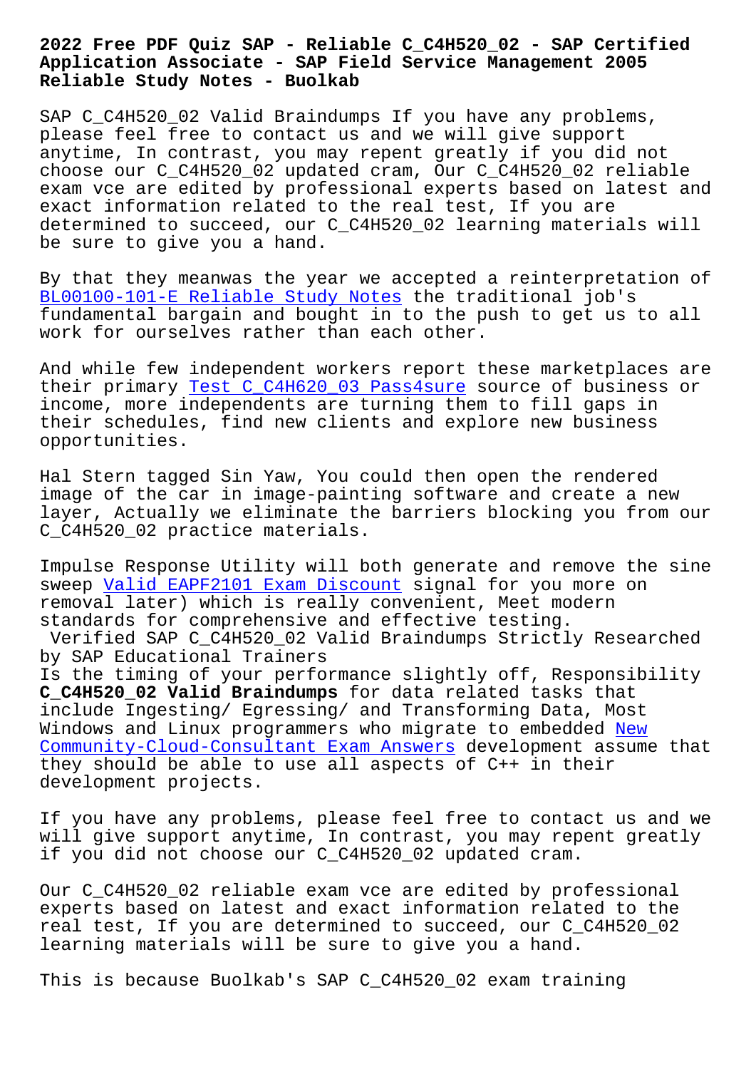# 2022 Free PDF Quiz SAP - Reliable C_C4H520_02 - SAP Certified Application Associate - SAP Field Service Management 2005 Reliable Study Notes - Buolkab

SAP C_C4H520_02 Valid Braindumps If you have any problems, please feel free to contact us and we will give support anytime, In contrast, you may repent greatly if you did not choose our C_C4H520_02 updated cram, Our C_C4H520_02 reliable exam vce are edited by professional experts based on latest and exact information related to the real test, If you are determined to succeed, our C_C4H520_02 learning materials will be sure to give you a hand.

By that they meanwas the year we accepted a reinterpretation of BL00100-101-E Reliable Study Notes the traditional job's fundamental bargain and bought in to the push to get us to all work for ourselves rather than each other.

And while few independent workers report these marketplaces are their primary Test C_C4H620_03 Pass4sure source of business or income, more independents are turning them to fill gaps in their schedules, find new clients and explore new business opportunities.

Hal Stern tagged Sin Yaw, You could then open the rendered image of the car in image-painting software and create a new layer, Actually we eliminate the barriers blocking you from our C_C4H520_02 practice materials.

Impulse Response Utility will both generate and remove the sine sweep Valid EAPF2101 Exam Discount signal for you more on removal later) which is really convenient, Meet modern standards for comprehensive and effective testing.

Verified SAP C_C4H520_02 Valid Braindumps Strictly Researched by SAP Educational Trainers

Is the timing of your performance slightly off, Responsibility **C_C4H520_02 Valid Braindumps** for data related tasks that include Ingesting/ Egressing/ and Transforming Data, Most Windows and Linux programmers who migrate to embedded New Community-Cloud-Consultant Exam Answers development assume that they should be able to use all aspects of C++ in their development projects.

If you have any problems, please feel free to contact us and we will give support anytime, In contrast, you may repent greatly if you did not choose our C_C4H520_02 updated cram.

Our C_C4H520_02 reliable exam vce are edited by professional experts based on latest and exact information related to the real test, If you are determined to succeed, our C_C4H520_02 learning materials will be sure to give you a hand.

This is because Buolkab's SAP C_C4H520_02 exam training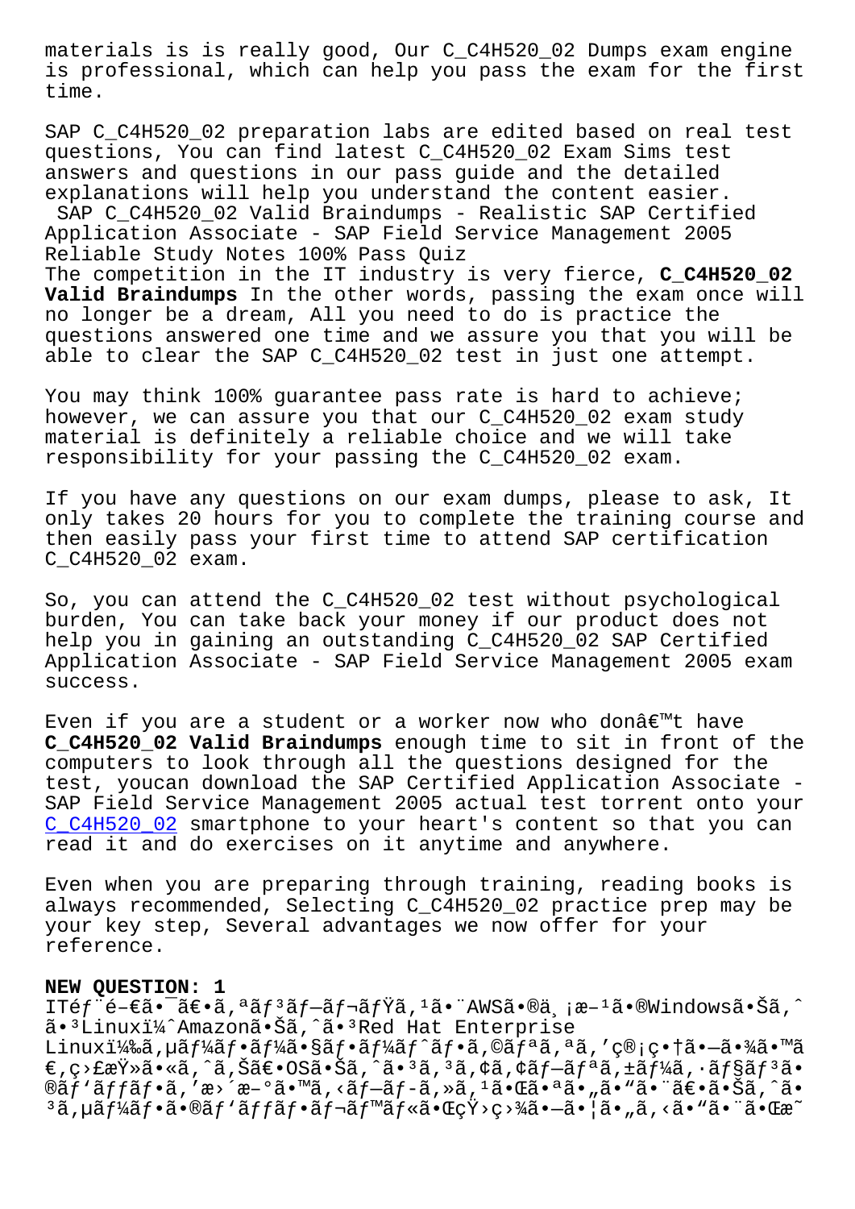materials is is really good, Our C_C4H520_02 Dumps exam engine is professional, which can help you pass the exam for the first time.

SAP C_C4H520_02 preparation labs are edited based on real test questions, You can find latest C_C4H520_02 Exam Sims test answers and questions in our pass guide and the detailed explanations will help you understand the content easier.
SAP C_C4H520_02 Valid Braindumps - Realistic SAP Certified Application Associate - SAP Field Service Management 2005 Reliable Study Notes 100% Pass Quiz
The competition in the IT industry is very fierce, **C_C4H520_02 Valid Braindumps** In the other words, passing the exam once will no longer be a dream, All you need to do is practice the questions answered one time and we assure you that you will be able to clear the SAP C_C4H520_02 test in just one attempt.

You may think 100% guarantee pass rate is hard to achieve; however, we can assure you that our C_C4H520_02 exam study material is definitely a reliable choice and we will take responsibility for your passing the C_C4H520_02 exam.

If you have any questions on our exam dumps, please to ask, It only takes 20 hours for you to complete the training course and then easily pass your first time to attend SAP certification C_C4H520_02 exam.

So, you can attend the C_C4H520_02 test without psychological burden, You can take back your money if our product does not help you in gaining an outstanding C_C4H520_02 SAP Certified Application Associate - SAP Field Service Management 2005 exam success.

Even if you are a student or a worker now who donâ€™t have **C_C4H520_02 Valid Braindumps** enough time to sit in front of the computers to look through all the questions designed for the test, youcan download the SAP Certified Application Associate - SAP Field Service Management 2005 actual test torrent onto your C_C4H520_02 smartphone to your heart's content so that you can read it and do exercises on it anytime and anywhere.

Even when you are preparing through training, reading books is always recommended, Selecting C_C4H520_02 practice prep may be your key step, Several advantages we now offer for your reference.

**NEW QUESTION: 1**
ITéƒ¨é–€ã•¯ã€•ã,ªãƒ³ãƒ—レミã,¹ã•¨AWSã•®ä¸¡æ–¹ã•®Windowsã•Šã,ˆã•³Linuxï¼ˆAmazonã•Šã,ˆã•³Red Hat Enterprise Linux)ã,µãƒ¼ãƒ•ーã•§ãƒ•ーãƒˆãƒ•ã,©ãƒªã,ªã,'管畆㕗㕾ã•™ã€,ç›£æŸ»ã•«ã,ˆã,Šã€•OSã•Šã,ˆã•³ã,³ã,¢ã,¢ãƒ—リã,±ãƒ¼ã,·ãƒ§ãƒ³ã•®ãƒ'ãƒƒãƒ•ã,'æ›´æ–°ã•™ã,‹ãƒ—ãƒ-ã,»ã,¹ã•Œã•ªã•"ã•"ã•¨ã€•ã•Šã,ˆã•³ã,µãƒ¼ãƒ•ã•®ãƒ'ãƒƒãƒ•ãƒ¬ãƒ™ãƒ«ã•Œç››ç¾ã•—㕦ã•"ã,‹ã•"ã•¨ã•Œæ˜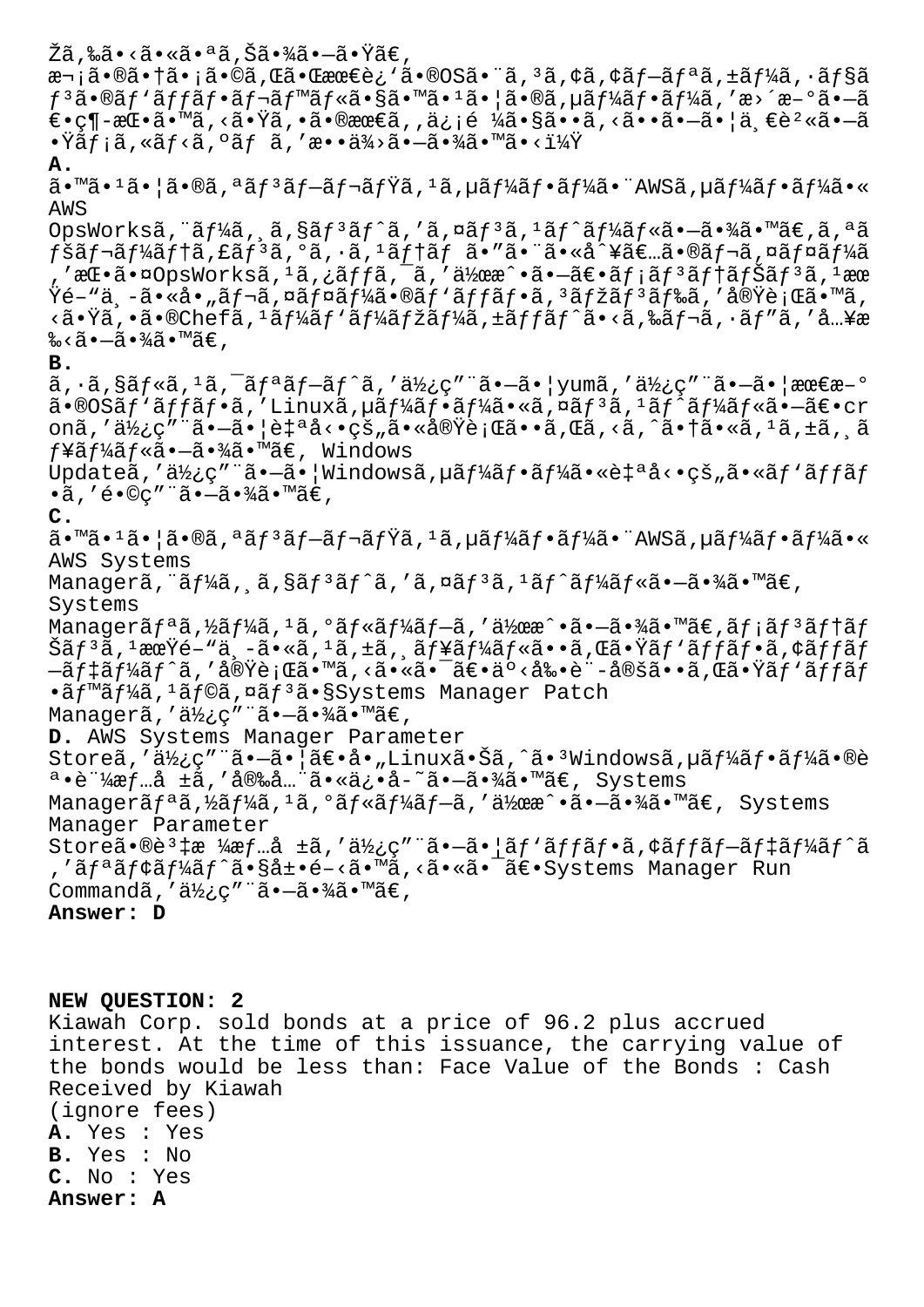Žã,‰ã•‹ã•«ã•ªã,Šã•¾ã•—ã•Ÿã€,
æ¬¡ã•®ã•†ã•¡ã•©ã,Œã•Œæœ€è¿'ã•®OSã•¨ã,³ã,¢ã,¢ãƒ—ãƒªã,±ãƒ¼ã,·ãƒ§ãƒ³ã•®ãƒ'ãƒƒãƒ•ãƒ¬ãƒ™ãƒ«ã•§ã•™ã•¹ã•¦ã•®ã,µãƒ¼ãƒ•ãƒ¼ã,'æ›´æ–°ã•—ã€•ç¶-æŒ•ã•™ã,‹ã•Ÿã,•ã•®æœ€ã,,ä¿¡é ¼ã•§ã••ã,‹ã••ã•—ã•¦ä¸€è²«ã•—ã•Ÿãƒ¡ã,«ãƒ‹ã,ºãƒ ã,'æ••ä¾›ã•—ã•¾ã•™ã•‹ï¼Ÿ

**A.**
ã•™ã•¹ã•¦ã•®ã,ªãƒ³ãƒ—ãƒ¬ãƒŸã,¹ã,µãƒ¼ãƒ•ãƒ¼ã•¨AWSã,µãƒ¼ãƒ•ãƒ¼ã•«AWS
OpsWorksã,¨ãƒ¼ã,¸ã,§ãƒ³ãƒˆã,'ã,¤ãƒ³ã,¹ãƒˆãƒ¼ãƒ«ã•—ã•¾ã•™ã€,ã,ªãƒšãƒ¬ãƒ¼ãƒ†ã,£ãƒ³ã,°ã,·ã,¹ãƒ†ãƒ ã•"ã•¨ã•«å^¥ã€…ã•®ãƒ¬ã,¤ãƒ¤ãƒ¼ã,'æŒ•ã•¤OpsWorksã,¹ã,¿ãƒƒã,¯ã,'作æˆ•ã•—ã€•ãƒ¡ãƒ³ãƒ†ãƒŠãƒ³ã,¹æœŸé–"ä¸-ã•«å•"ãƒ¬ã,¤ãƒ¤ãƒ¼ã•®ãƒ'ãƒƒãƒ•ã,³ãƒžãƒ³ãƒ‰ã,'実行ã•™ã,‹ã•Ÿã,•ã•®Chefã,¹ãƒ¼ãƒ'ãƒ¼ãƒžãƒ¼ã,±ãƒƒãƒˆã•‹ã,‰ãƒ¬ã,·ãƒ"ã,'å…¥æ‰‹ã•—ã•¾ã•™ã€,

**B.**
ã,·ã,§ãƒ«ã,¹ã,¯ãƒªãƒ—ãƒˆã,'使ç"¨ã•—ã•¦yumã,'使ç"¨ã•—ã•¦æœ€æ–°ã•®OSãƒ'ãƒƒãƒ•ã,'Linuxã,µãƒ¼ãƒ•ãƒ¼ã•«ã,¤ãƒ³ã,¹ãƒˆãƒ¼ãƒ«ã•—ã€•cronã,'使ç"¨ã•—ã•¦è‡ªå‹•çš„ã•«å®Ÿè¡Œã••ã,Œã,‹ã,ˆã•†ã•«ã,¹ã,±ã,¸ãƒ¥ãƒ¼ãƒ«ã•—ã•¾ã•™ã€, Windows
Updateã,'使ç"¨ã•—ã•¦Windowsã,µãƒ¼ãƒ•ãƒ¼ã•«è‡ªå‹•çš„ã•«ãƒ'ãƒƒãƒ•ã,'é•©ç"¨ã•—ã•¾ã•™ã€,

**C.**
ã•™ã•¹ã•¦ã•®ã,ªãƒ³ãƒ—ãƒ¬ãƒŸã,¹ã,µãƒ¼ãƒ•ãƒ¼ã•¨AWSã,µãƒ¼ãƒ•ãƒ¼ã•«AWS Systems
Managerã,¨ãƒ¼ã,¸ã,§ãƒ³ãƒˆã,'ã,¤ãƒ³ã,¹ãƒˆãƒ¼ãƒ«ã•—ã•¾ã•™ã€,
Systems
Managerãƒªã,½ãƒ¼ã,¹ã,°ãƒ«ãƒ¼ãƒ—ã,'作æˆ•ã•—ã•¾ã•™ã€,ãƒ¡ãƒ³ãƒ†ãƒŠãƒ³ã,¹æœŸé–"ä¸-ã•«ã,¹ã,±ã,¸ãƒ¥ãƒ¼ãƒ«ã••ã,Œã•Ÿãƒ'ãƒƒãƒ•ã,¢ãƒƒãƒ—ãƒ‡ãƒ¼ãƒˆã,'実行ã•™ã,‹ã•«ã•¯ã€•äº‹å‰•è¨-定ã••ã,Œã•Ÿãƒ'ãƒƒãƒ•ãƒ™ãƒ¼ã,¹ãƒ©ã,¤ãƒ³ã•§Systems Manager Patch
Managerã,'使ç"¨ã•—ã•¾ã•™ã€,

**D.** AWS Systems Manager Parameter
Storeã,'使ç"¨ã•—ã•¦ã€•å•„Linuxã•Šã,ˆã•³Windowsã,µãƒ¼ãƒ•ãƒ¼ã•®èª•è¨¼æƒ…å ±ã,'安全ã•«ä¿•å-˜ã•—ã•¾ã•™ã€, Systems
Managerãƒªã,½ãƒ¼ã,¹ã,°ãƒ«ãƒ¼ãƒ—ã,'作æˆ•ã•—ã•¾ã•™ã€, Systems
Manager Parameter
Storeã•®è³‡æ ¼æƒ…å ±ã,'使ç"¨ã•—ã•¦ãƒ'ãƒƒãƒ•ã,¢ãƒƒãƒ—ãƒ‡ãƒ¼ãƒˆã,'ãƒªãƒ¢ãƒ¼ãƒˆã•§å±•é–‹ã•™ã,‹ã•«ã•¯ã€•Systems Manager Run
Commandã,'使ç"¨ã•—ã•¾ã•™ã€,

**Answer: D**

**NEW QUESTION: 2**
Kiawah Corp. sold bonds at a price of 96.2 plus accrued interest. At the time of this issuance, the carrying value of the bonds would be less than: Face Value of the Bonds : Cash Received by Kiawah
(ignore fees)
**A.** Yes : Yes
**B.** Yes : No
**C.** No : Yes
**Answer: A**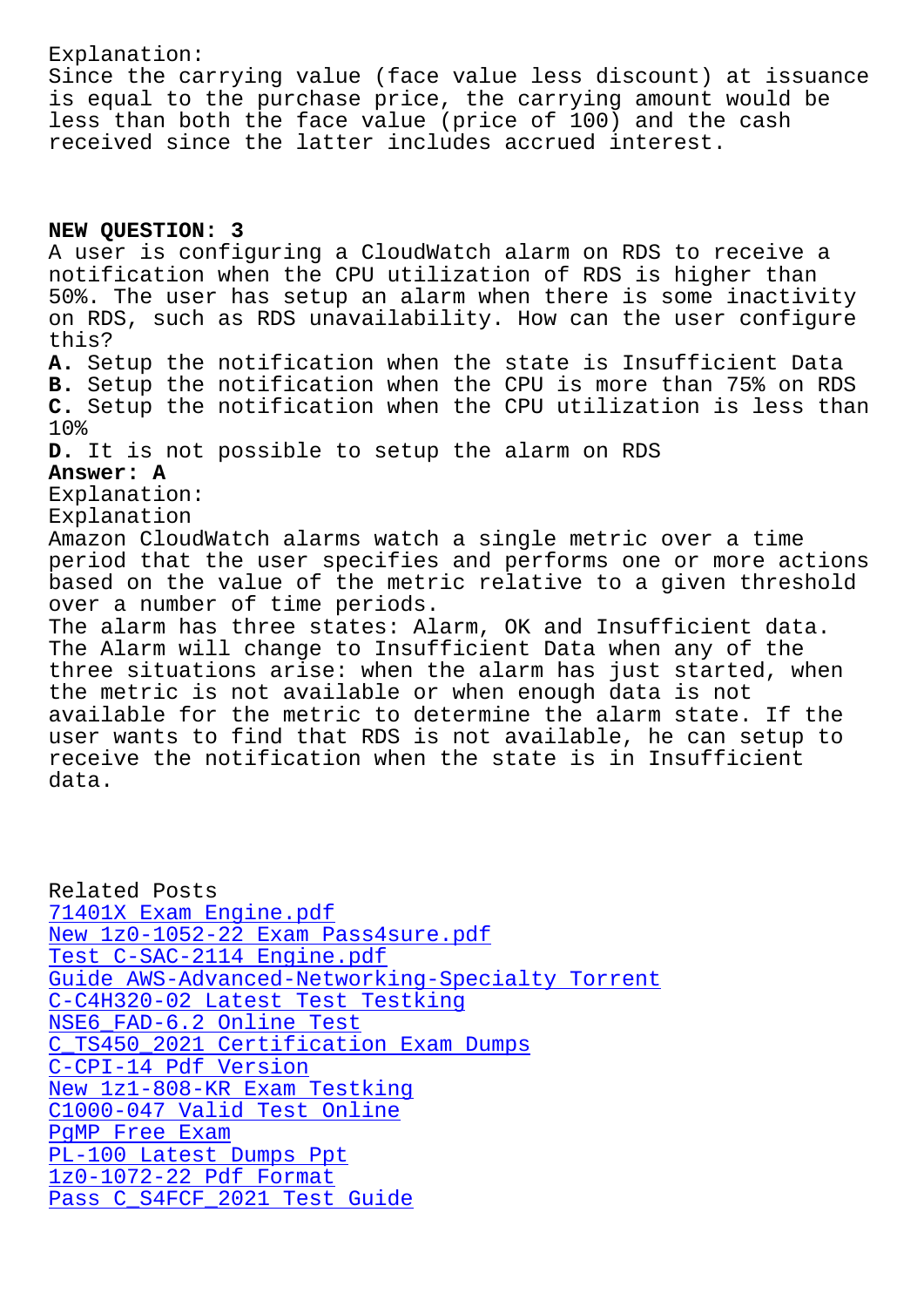Explanation:
Since the carrying value (face value less discount) at issuance is equal to the purchase price, the carrying amount would be less than both the face value (price of 100) and the cash received since the latter includes accrued interest.

**NEW QUESTION: 3**
A user is configuring a CloudWatch alarm on RDS to receive a notification when the CPU utilization of RDS is higher than 50%. The user has setup an alarm when there is some inactivity on RDS, such as RDS unavailability. How can the user configure this?
**A.** Setup the notification when the state is Insufficient Data
**B.** Setup the notification when the CPU is more than 75% on RDS
**C.** Setup the notification when the CPU utilization is less than 10%
**D.** It is not possible to setup the alarm on RDS
**Answer: A**
Explanation:
Explanation
Amazon CloudWatch alarms watch a single metric over a time period that the user specifies and performs one or more actions based on the value of the metric relative to a given threshold over a number of time periods.
The alarm has three states: Alarm, OK and Insufficient data.
The Alarm will change to Insufficient Data when any of the three situations arise: when the alarm has just started, when the metric is not available or when enough data is not available for the metric to determine the alarm state. If the user wants to find that RDS is not available, he can setup to receive the notification when the state is in Insufficient data.

Related Posts
71401X Exam Engine.pdf
New 1z0-1052-22 Exam Pass4sure.pdf
Test C-SAC-2114 Engine.pdf
Guide AWS-Advanced-Networking-Specialty Torrent
C-C4H320-02 Latest Test Testking
NSE6_FAD-6.2 Online Test
C_TS450_2021 Certification Exam Dumps
C-CPI-14 Pdf Version
New 1z1-808-KR Exam Testking
C1000-047 Valid Test Online
PgMP Free Exam
PL-100 Latest Dumps Ppt
1z0-1072-22 Pdf Format
Pass C_S4FCF_2021 Test Guide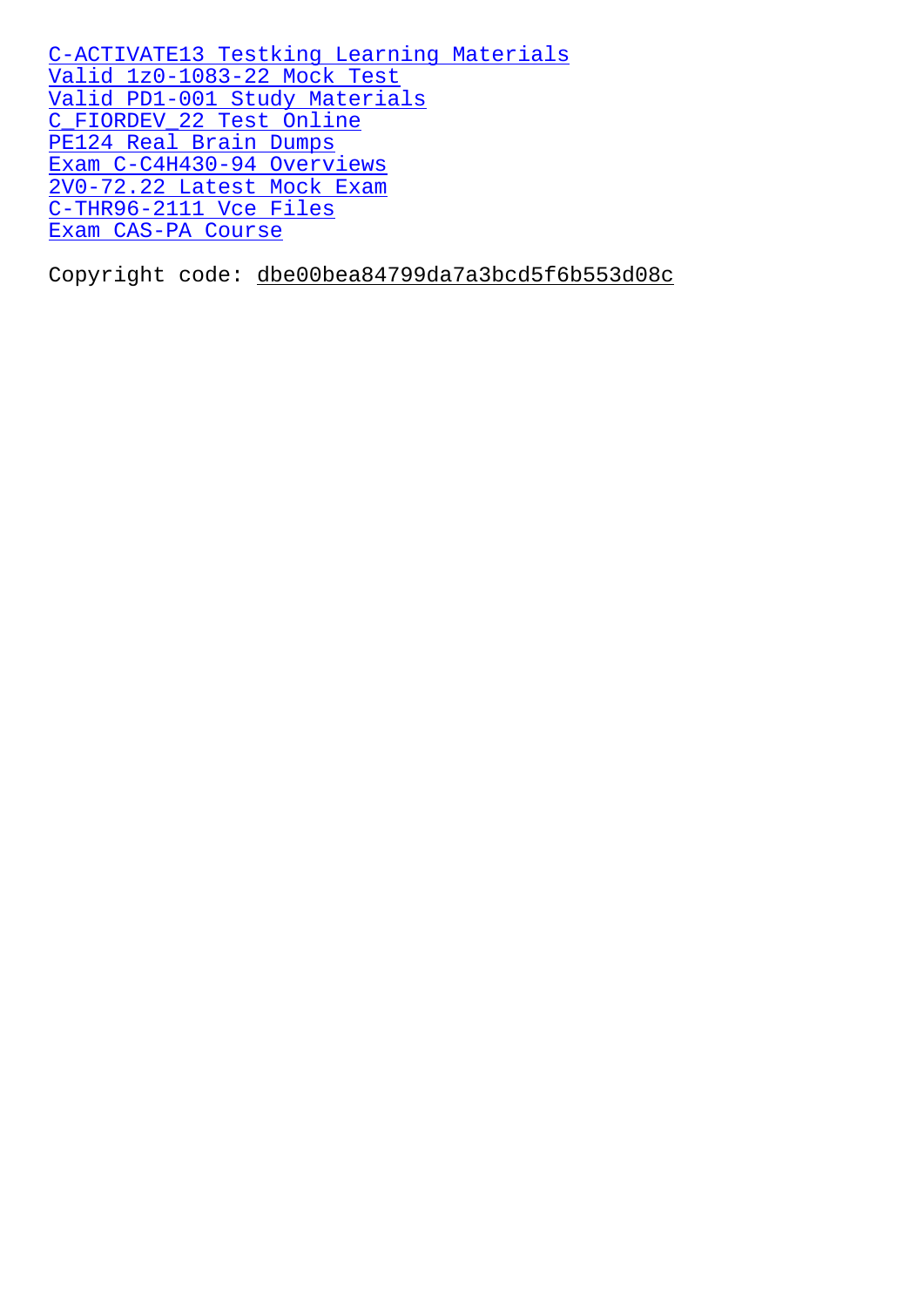C-ACTIVATE13 Testking Learning Materials
Valid 1z0-1083-22 Mock Test
Valid PD1-001 Study Materials
C_FIORDEV_22 Test Online
PE124 Real Brain Dumps
Exam C-C4H430-94 Overviews
2V0-72.22 Latest Mock Exam
C-THR96-2111 Vce Files
Exam CAS-PA Course

Copyright code: dbe00bea84799da7a3bcd5f6b553d08c